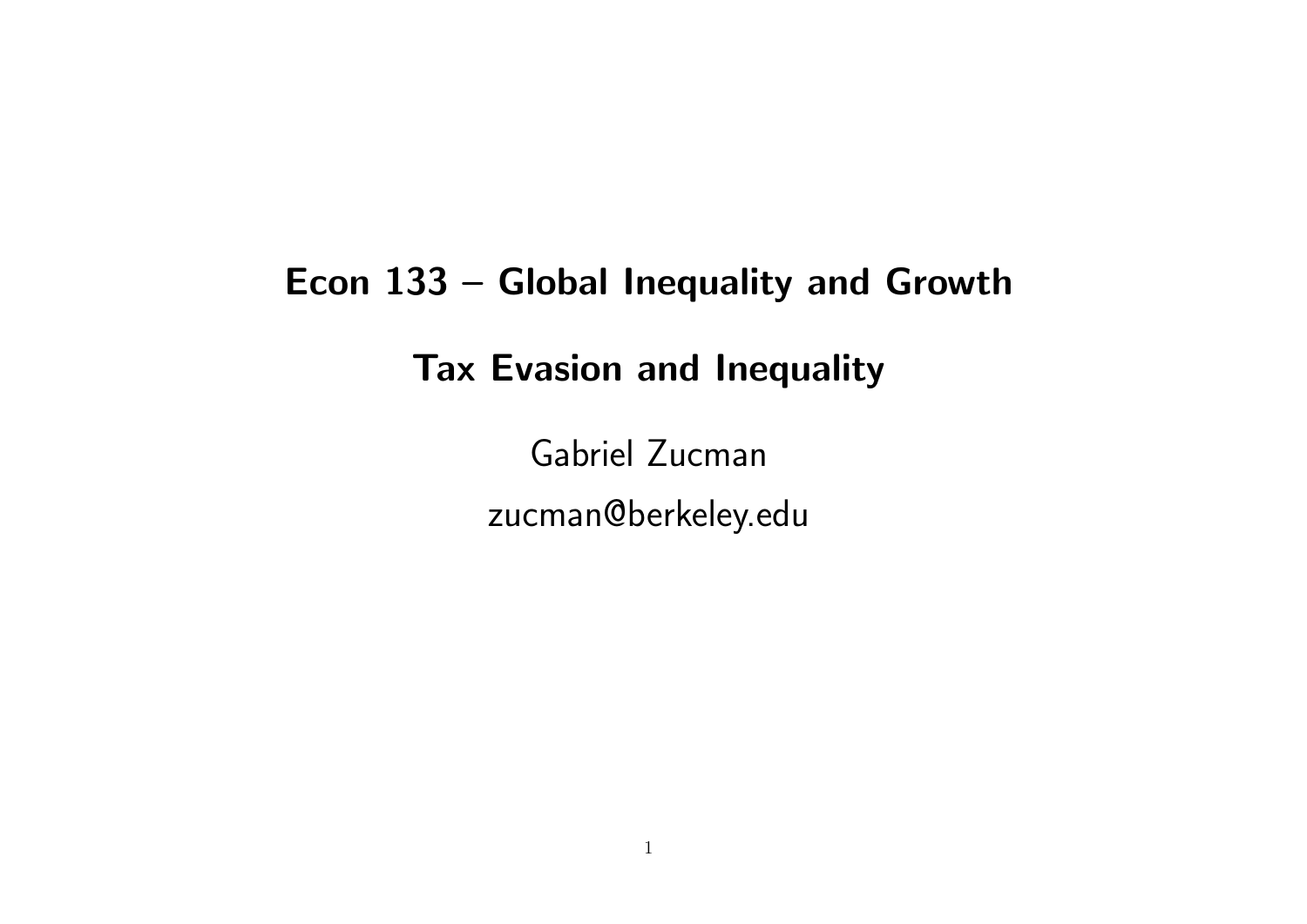# Econ 133 – Global Inequality and Growth

## Tax Evasion and Inequality

Gabriel Zucman

zucman@berkeley.edu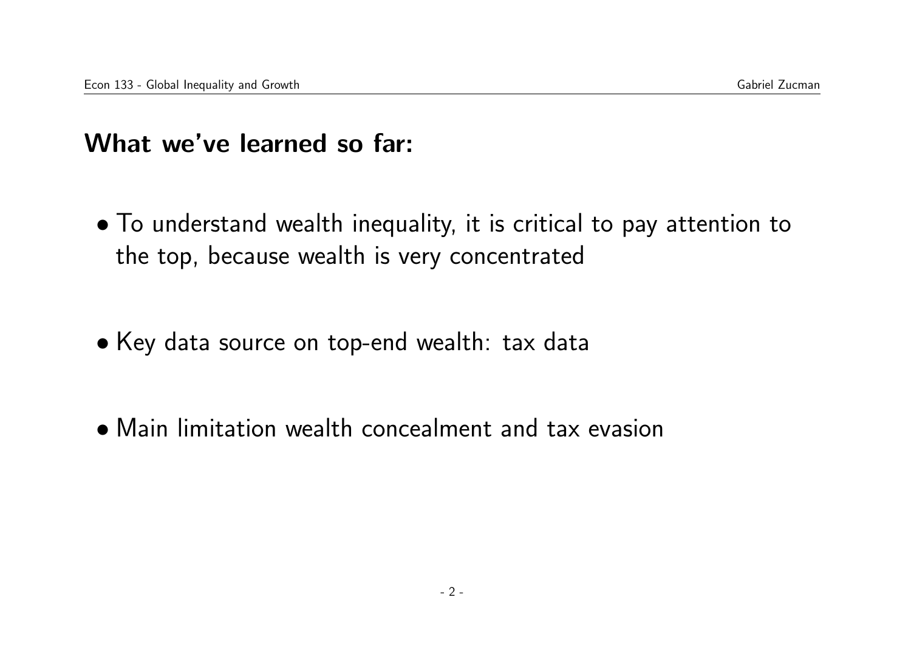## What we've learned so far:

- To understand wealth inequality, it is critical to pay attention to the top, because wealth is very concentrated
- Key data source on top-end wealth: tax data
- Main limitation wealth concealment and tax evasion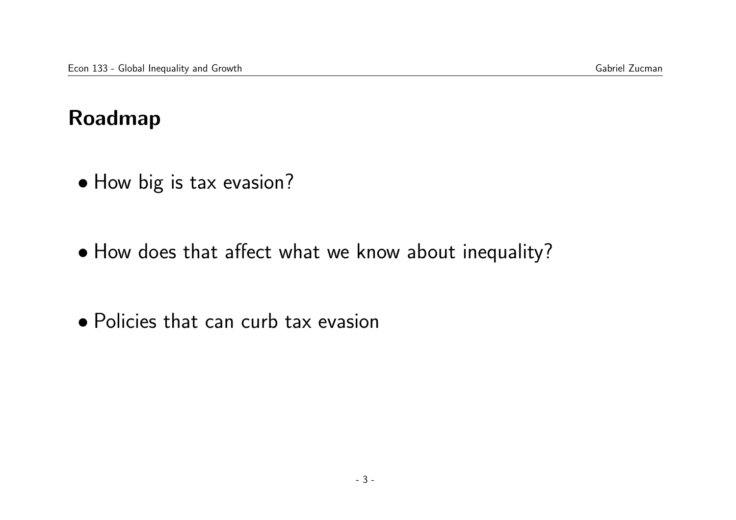## Roadmap

- How big is tax evasion?
- How does that affect what we know about inequality?
- Policies that can curb tax evasion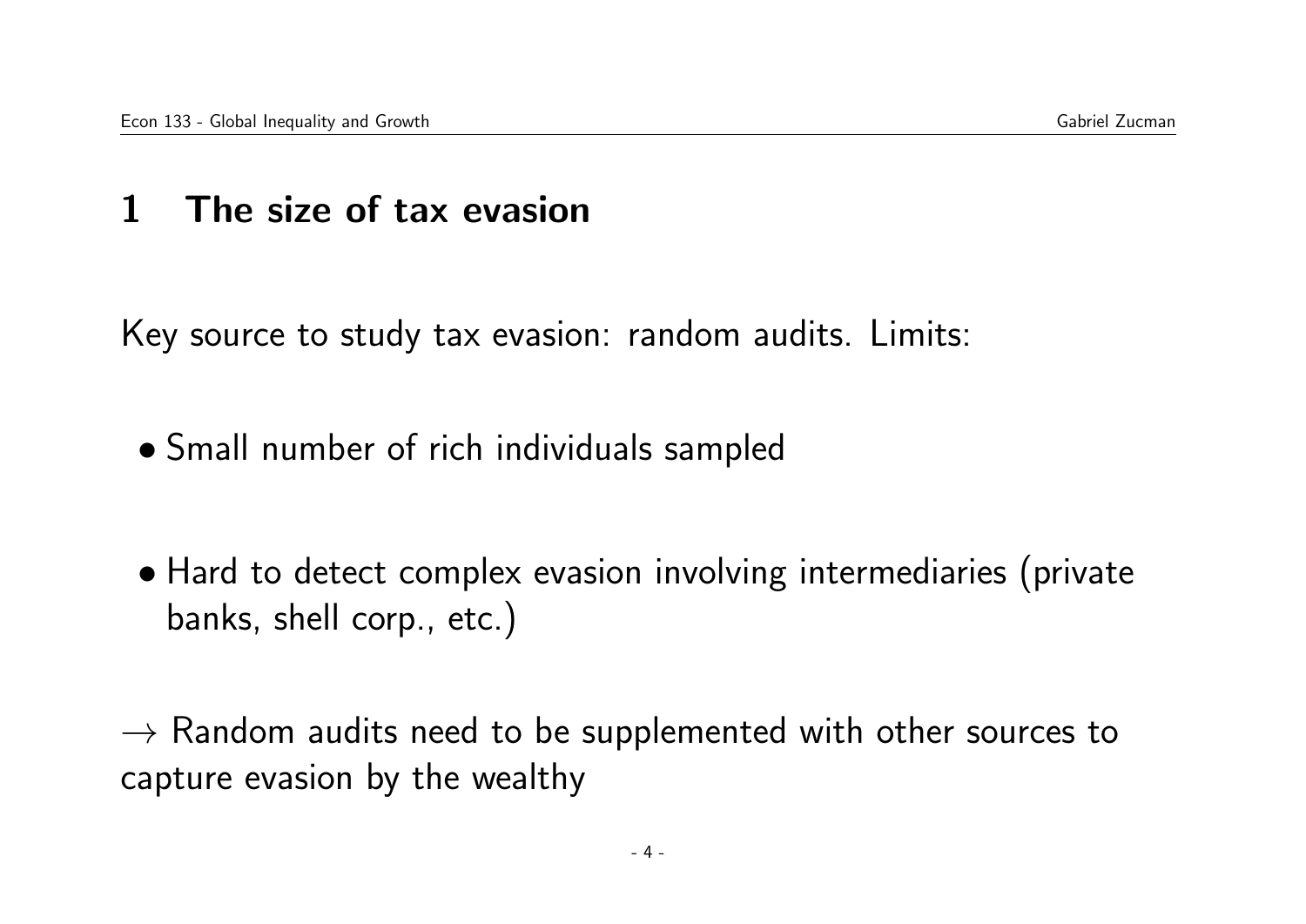# 1 The size of tax evasion

Key source to study tax evasion: random audits. Limits:

- Small number of rich individuals sampled
- Hard to detect complex evasion involving intermediaries (private banks, shell corp., etc.)

$\rightarrow$ Random audits need to be supplemented with other sources to capture evasion by the wealthy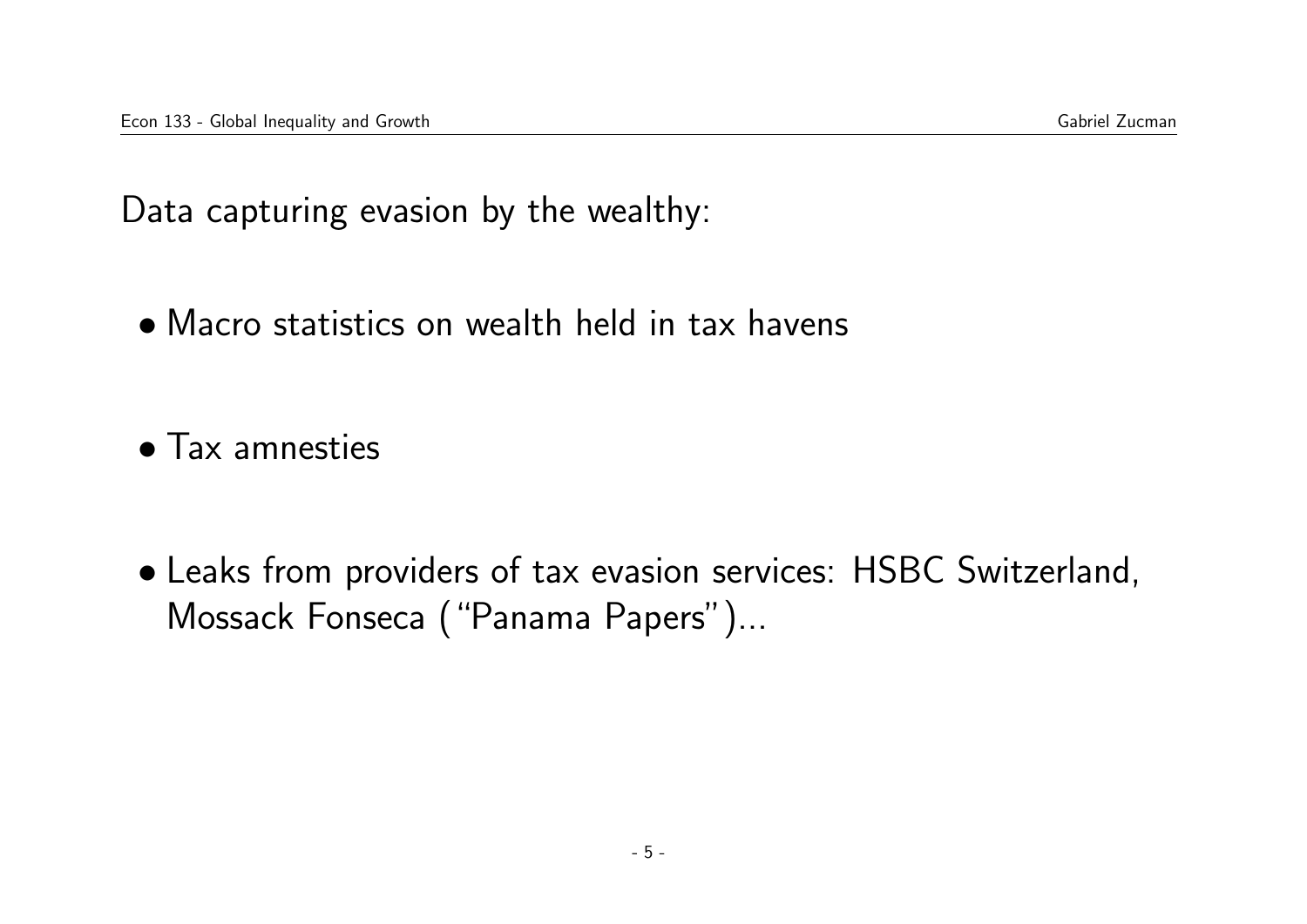Data capturing evasion by the wealthy:

- Macro statistics on wealth held in tax havens
- Tax amnesties
- Leaks from providers of tax evasion services: HSBC Switzerland, Mossack Fonseca ("Panama Papers")...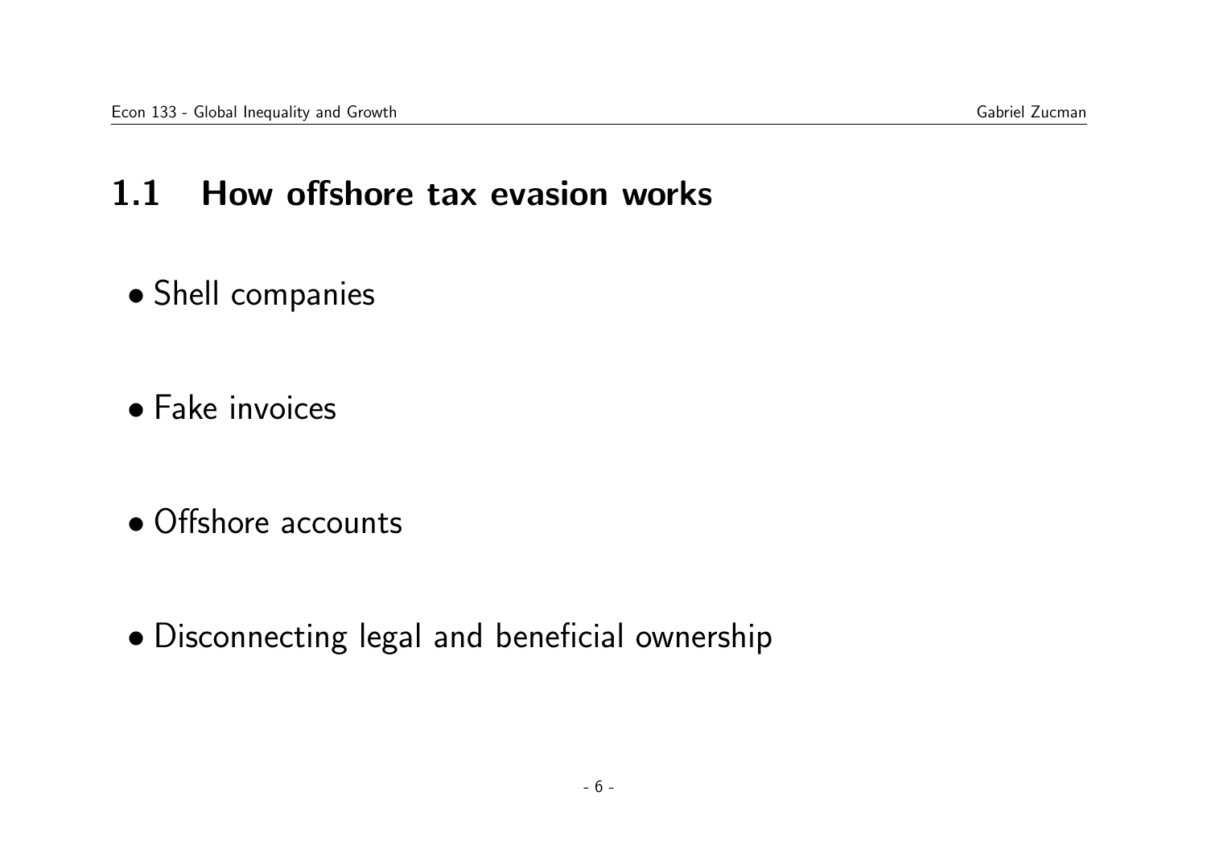## 1.1 How offshore tax evasion works

- Shell companies

- Fake invoices

- Offshore accounts

- Disconnecting legal and beneficial ownership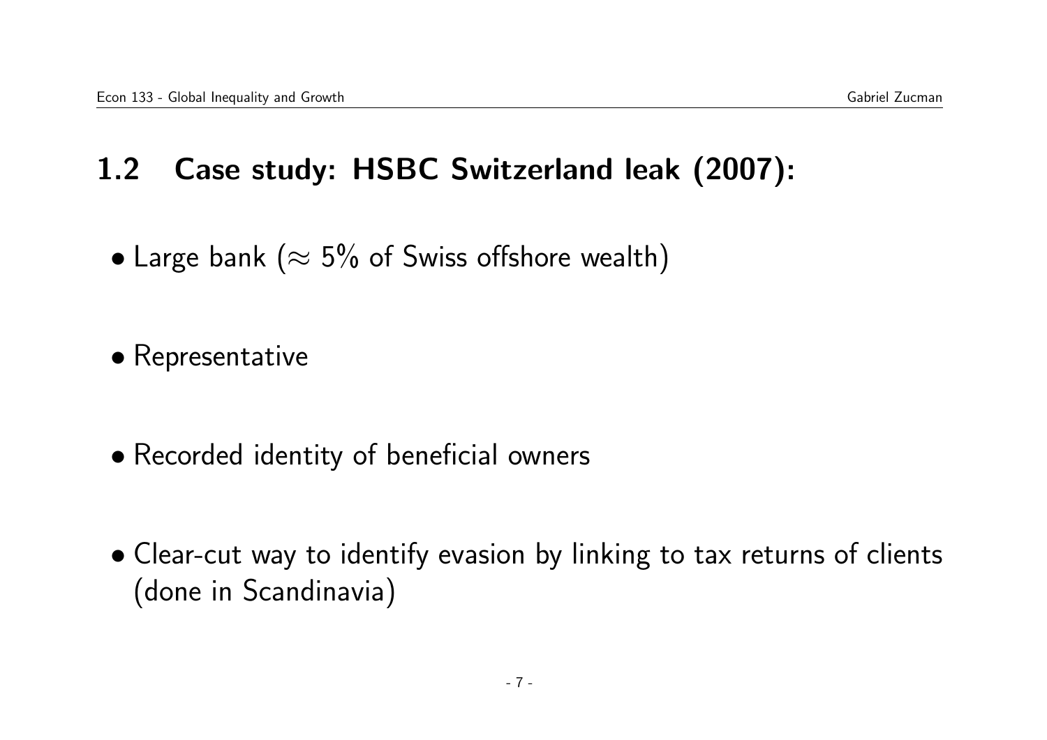## 1.2 Case study: HSBC Switzerland leak (2007):

- Large bank ($\approx$ 5% of Swiss offshore wealth)
- Representative
- Recorded identity of beneficial owners
- Clear-cut way to identify evasion by linking to tax returns of clients (done in Scandinavia)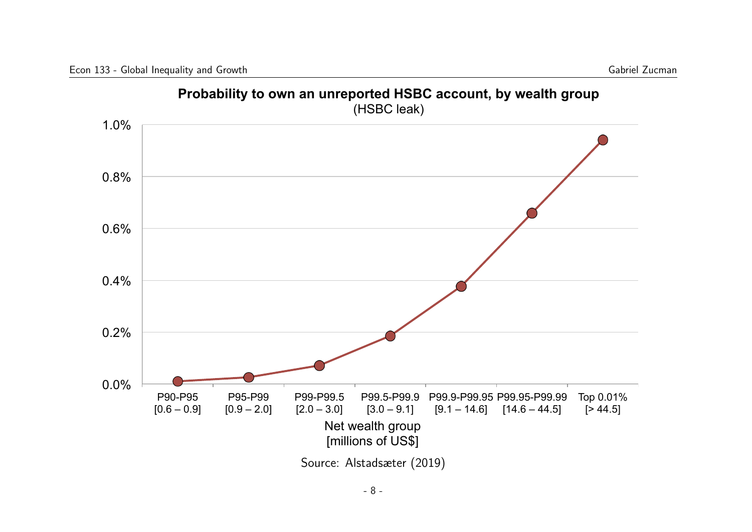**Probability to own an unreported HSBC account, by wealth group**
(HSBC leak)

1.0%

0.8%

0.6%

0.4%

0.2%

0.0%

P90-P95 [0.6 – 0.9] | P95-P99 [0.9 – 2.0] | P99-P99.5 [2.0 – 3.0] | P99.5-P99.9 [3.0 – 9.1] | P99.9-P99.95 [9.1 – 14.6] | P99.95-P99.99 [14.6 – 44.5] | Top 0.01% [> 44.5]

Net wealth group
[millions of US$]

Source: Alstadsæter (2019)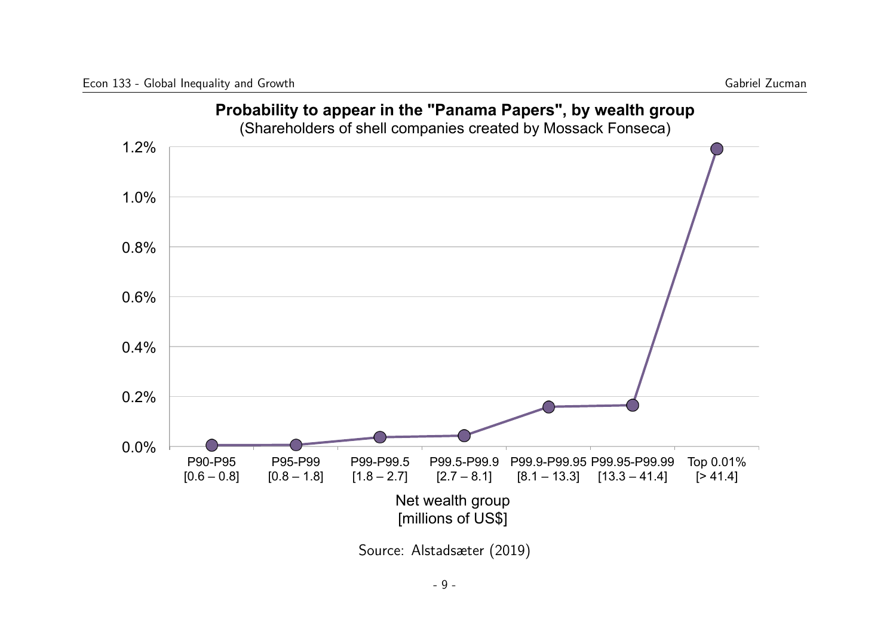**Probability to appear in the "Panama Papers", by wealth group**

(Shareholders of shell companies created by Mossack Fonseca)

| Net wealth group [millions of US$] | Probability |
|---|---|
| P90-P95 [0.6 – 0.8] | ~0.0% |
| P95-P99 [0.8 – 1.8] | ~0.0% |
| P99-P99.5 [1.8 – 2.7] | ~0.04% |
| P99.5-P99.9 [2.7 – 8.1] | ~0.04% |
| P99.9-P99.95 [8.1 – 13.3] | ~0.16% |
| P99.95-P99.99 [13.3 – 41.4] | ~0.17% |
| Top 0.01% [> 41.4] | ~1.2% |

Source: Alstadsæter (2019)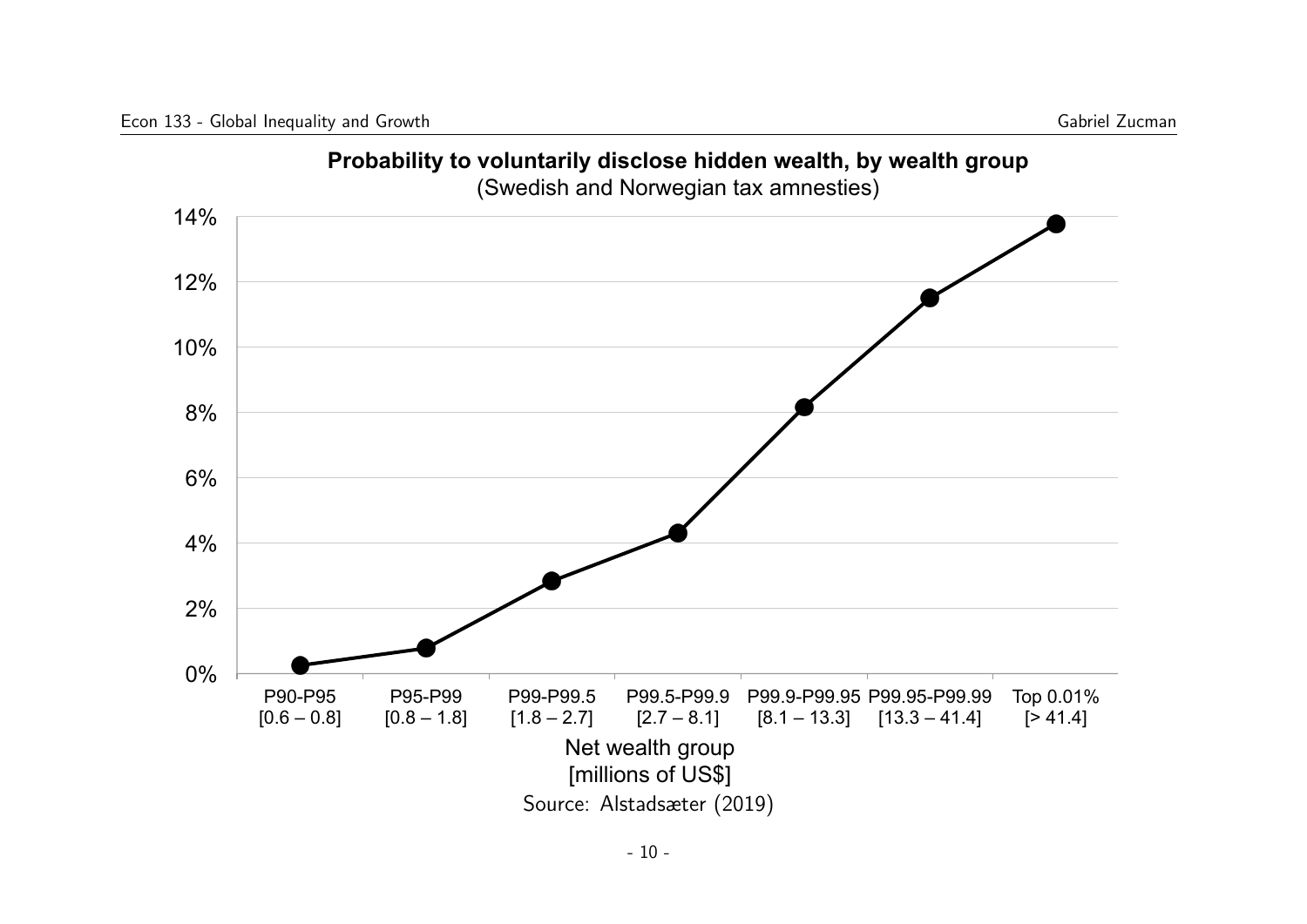**Probability to voluntarily disclose hidden wealth, by wealth group**
(Swedish and Norwegian tax amnesties)

| Net wealth group [millions of US$] | Probability |
|---|---|
| P90-P95 [0.6 – 0.8] | ~0.3% |
| P95-P99 [0.8 – 1.8] | ~0.8% |
| P99-P99.5 [1.8 – 2.7] | ~2.8% |
| P99.5-P99.9 [2.7 – 8.1] | ~4.3% |
| P99.9-P99.95 [8.1 – 13.3] | ~8.2% |
| P99.95-P99.99 [13.3 – 41.4] | ~11.5% |
| Top 0.01% [> 41.4] | ~13.8% |

Net wealth group
[millions of US$]

Source: Alstadsæter (2019)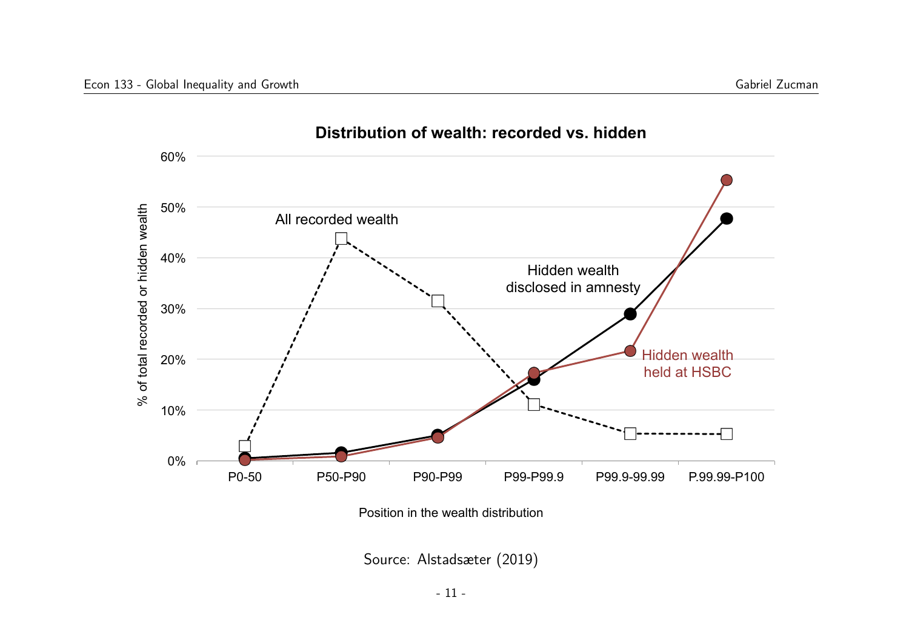**Distribution of wealth: recorded vs. hidden**

| Position in the wealth distribution | All recorded wealth | Hidden wealth disclosed in amnesty | Hidden wealth held at HSBC |
|---|---|---|---|
| P0-50 | ~3% | ~0.5% | ~0.2% |
| P50-P90 | ~44% | ~1.5% | ~1% |
| P90-P99 | ~31.5% | ~5% | ~4.5% |
| P99-P99.9 | ~11% | ~16% | ~17% |
| P99.9-99.99 | ~5.5% | ~29% | ~21.5% |
| P.99.99-P100 | ~5% | ~48% | ~55% |

% of total recorded or hidden wealth

Source: Alstadsæter (2019)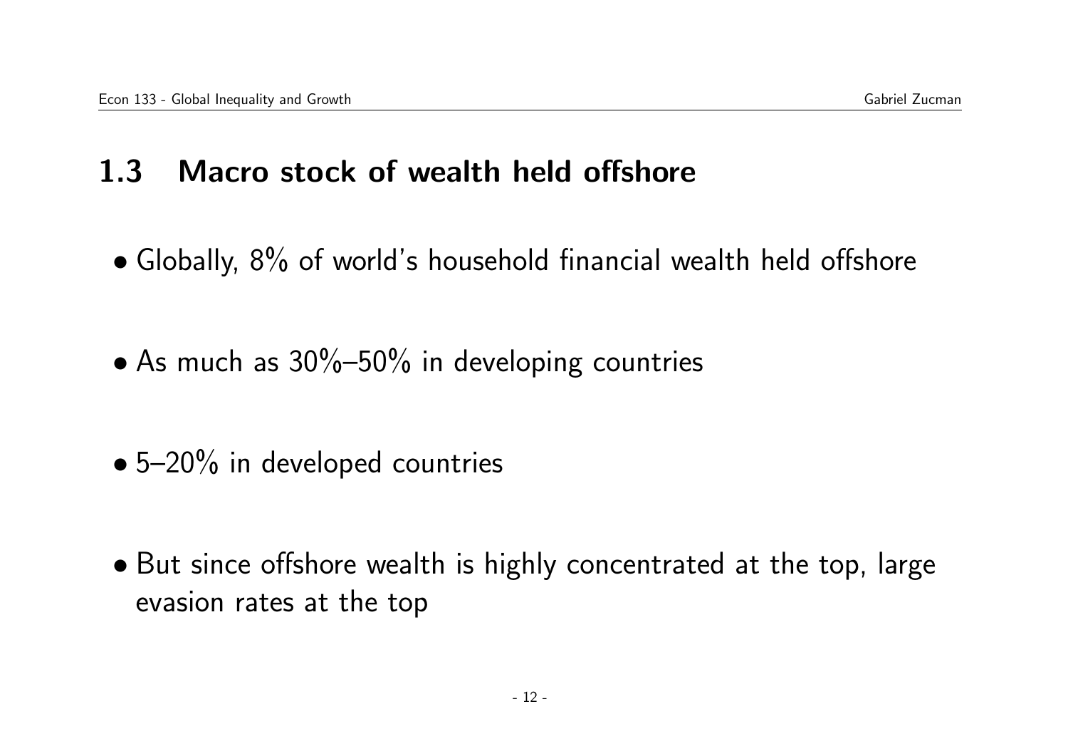## 1.3 Macro stock of wealth held offshore

- Globally, 8% of world's household financial wealth held offshore

- As much as 30%–50% in developing countries

- 5–20% in developed countries

- But since offshore wealth is highly concentrated at the top, large evasion rates at the top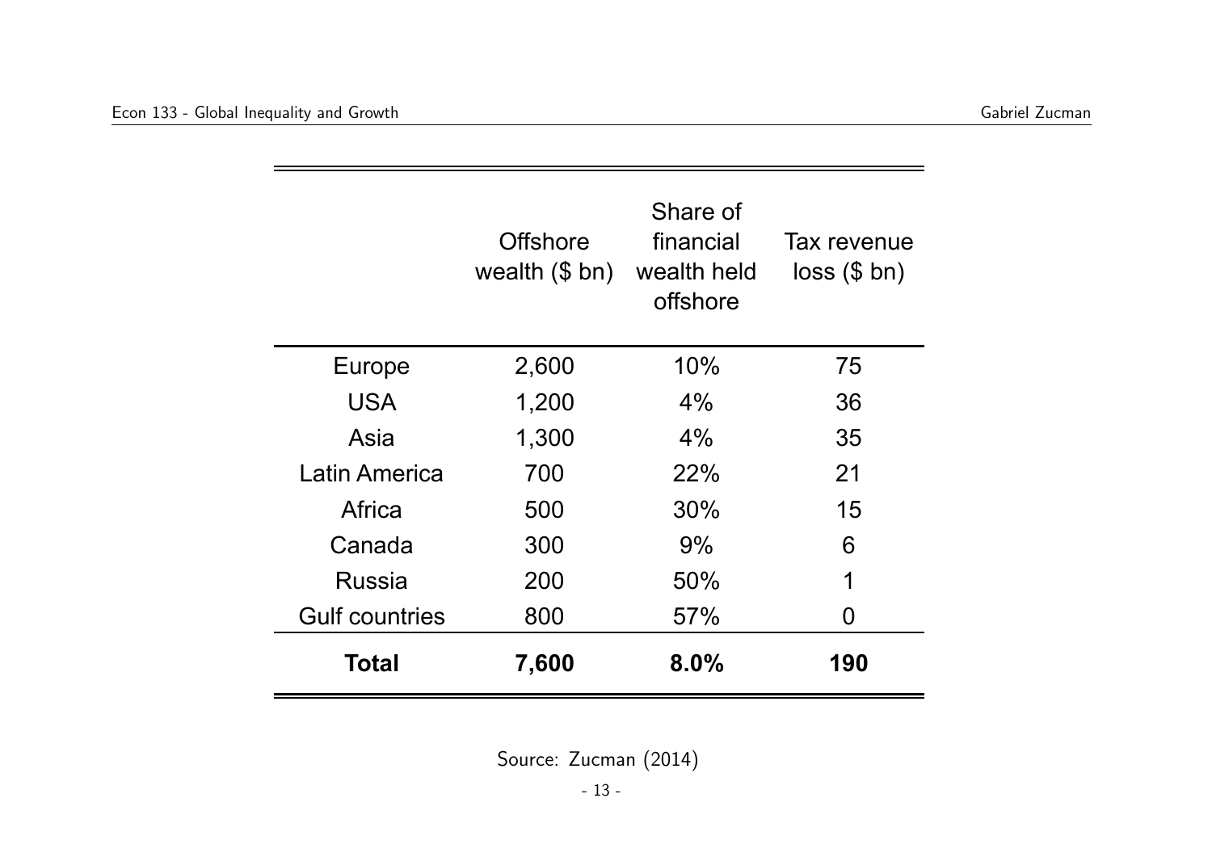| | Offshore wealth ($ bn) | Share of financial wealth held offshore | Tax revenue loss ($ bn) |
|---|---|---|---|
| Europe | 2,600 | 10% | 75 |
| USA | 1,200 | 4% | 36 |
| Asia | 1,300 | 4% | 35 |
| Latin America | 700 | 22% | 21 |
| Africa | 500 | 30% | 15 |
| Canada | 300 | 9% | 6 |
| Russia | 200 | 50% | 1 |
| Gulf countries | 800 | 57% | 0 |
| **Total** | **7,600** | **8.0%** | **190** |

Source: Zucman (2014)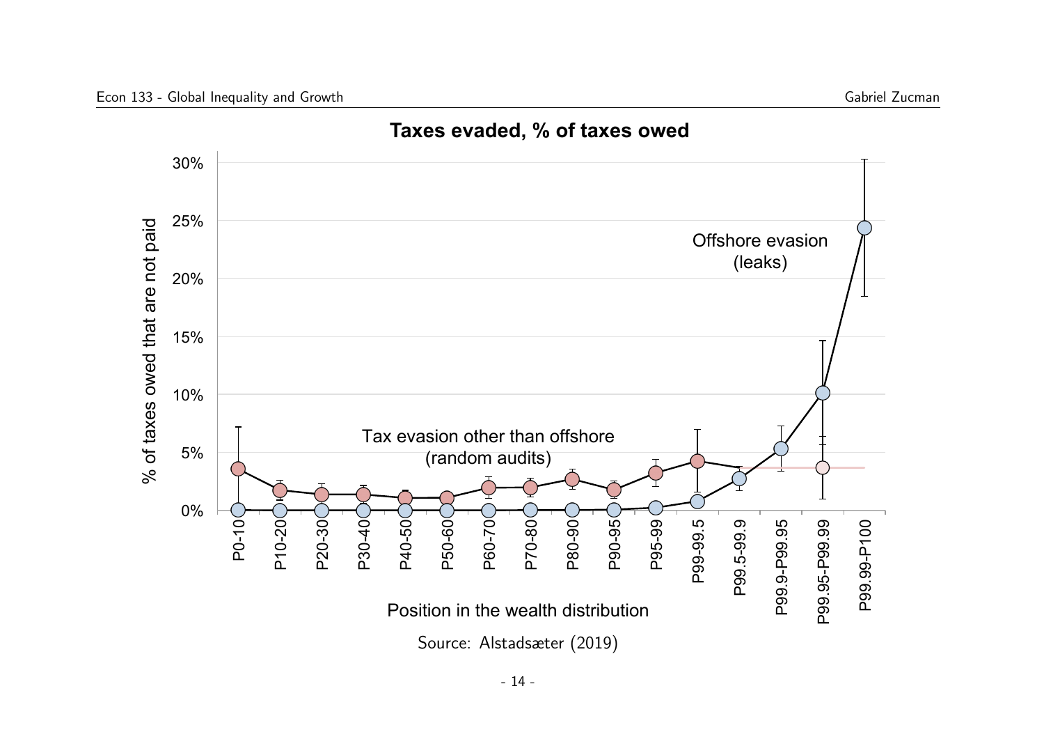**Taxes evaded, % of taxes owed**

Source: Alstadsæter (2019)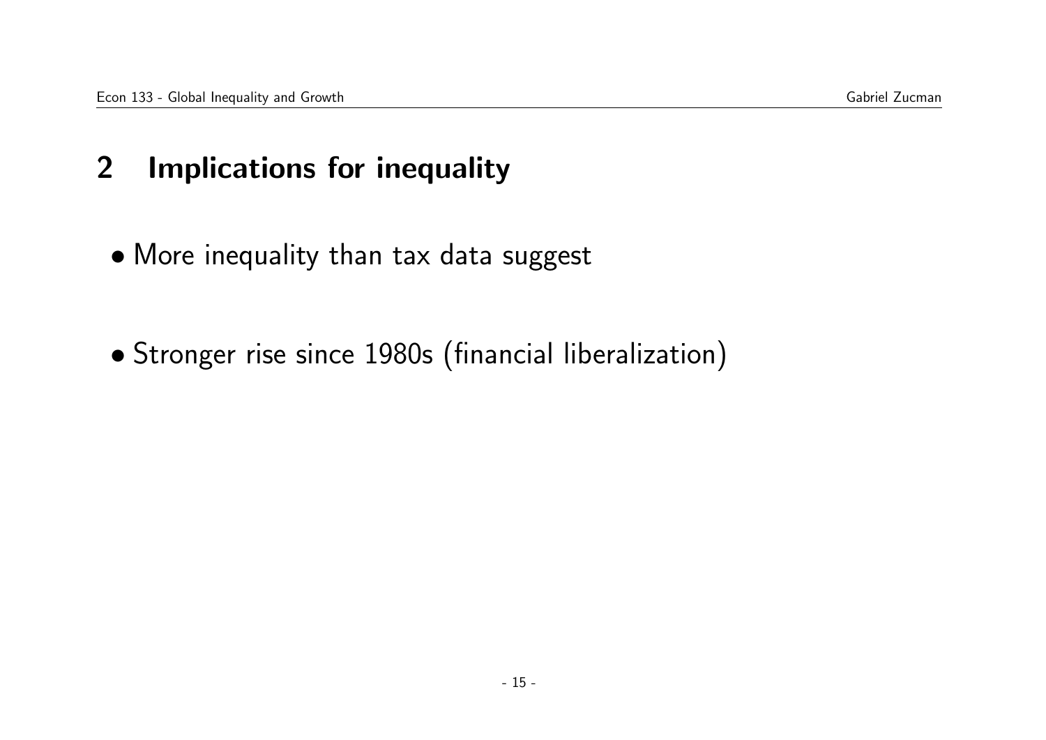## 2 Implications for inequality

- More inequality than tax data suggest

- Stronger rise since 1980s (financial liberalization)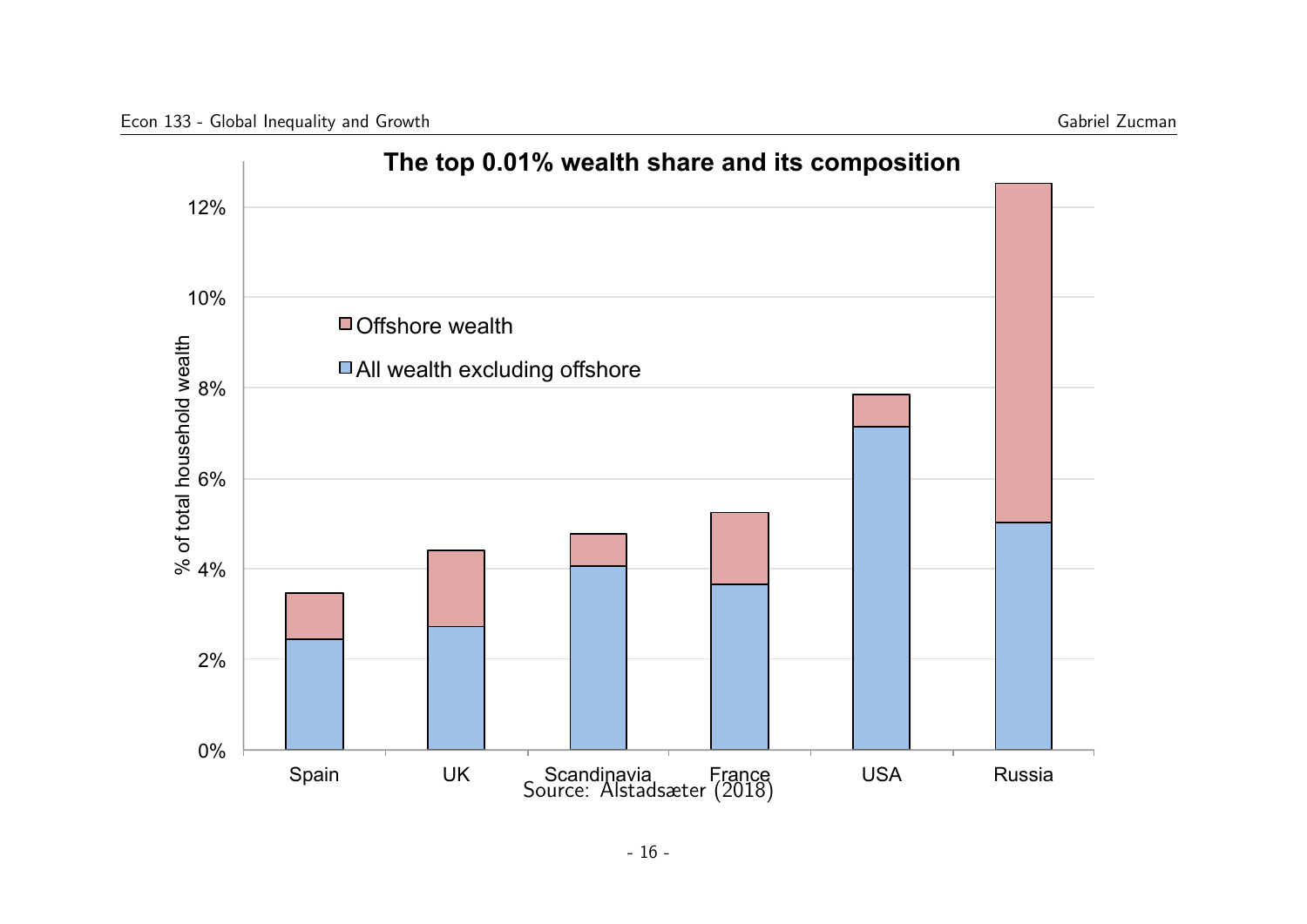**The top 0.01% wealth share and its composition**

- Offshore wealth
- All wealth excluding offshore

% of total household wealth

0% 2% 4% 6% 8% 10% 12%

Spain UK Scandinavia France USA Russia

Source: Alstadsæter (2018)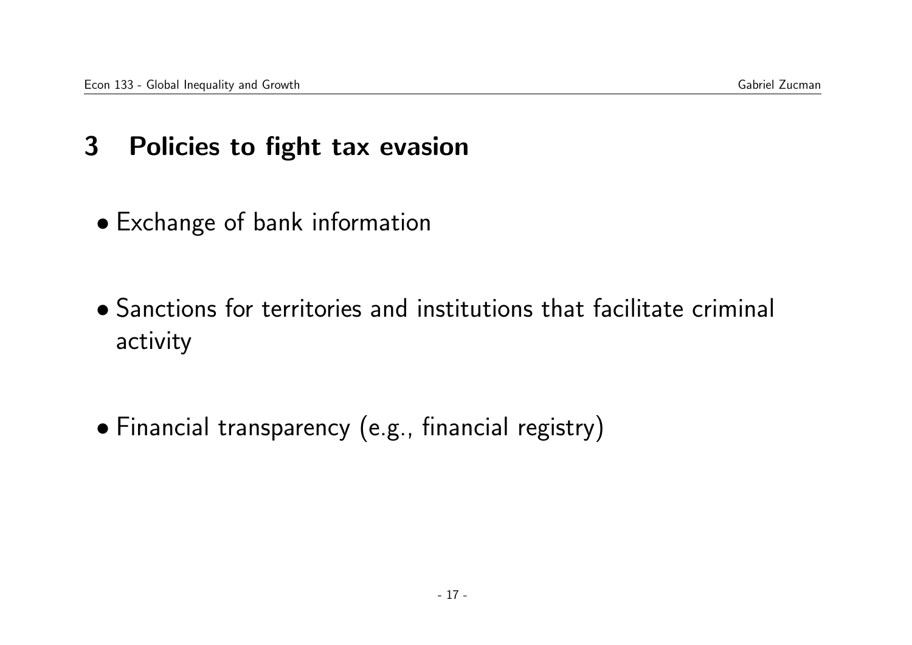## 3 Policies to fight tax evasion

- Exchange of bank information

- Sanctions for territories and institutions that facilitate criminal activity

- Financial transparency (e.g., financial registry)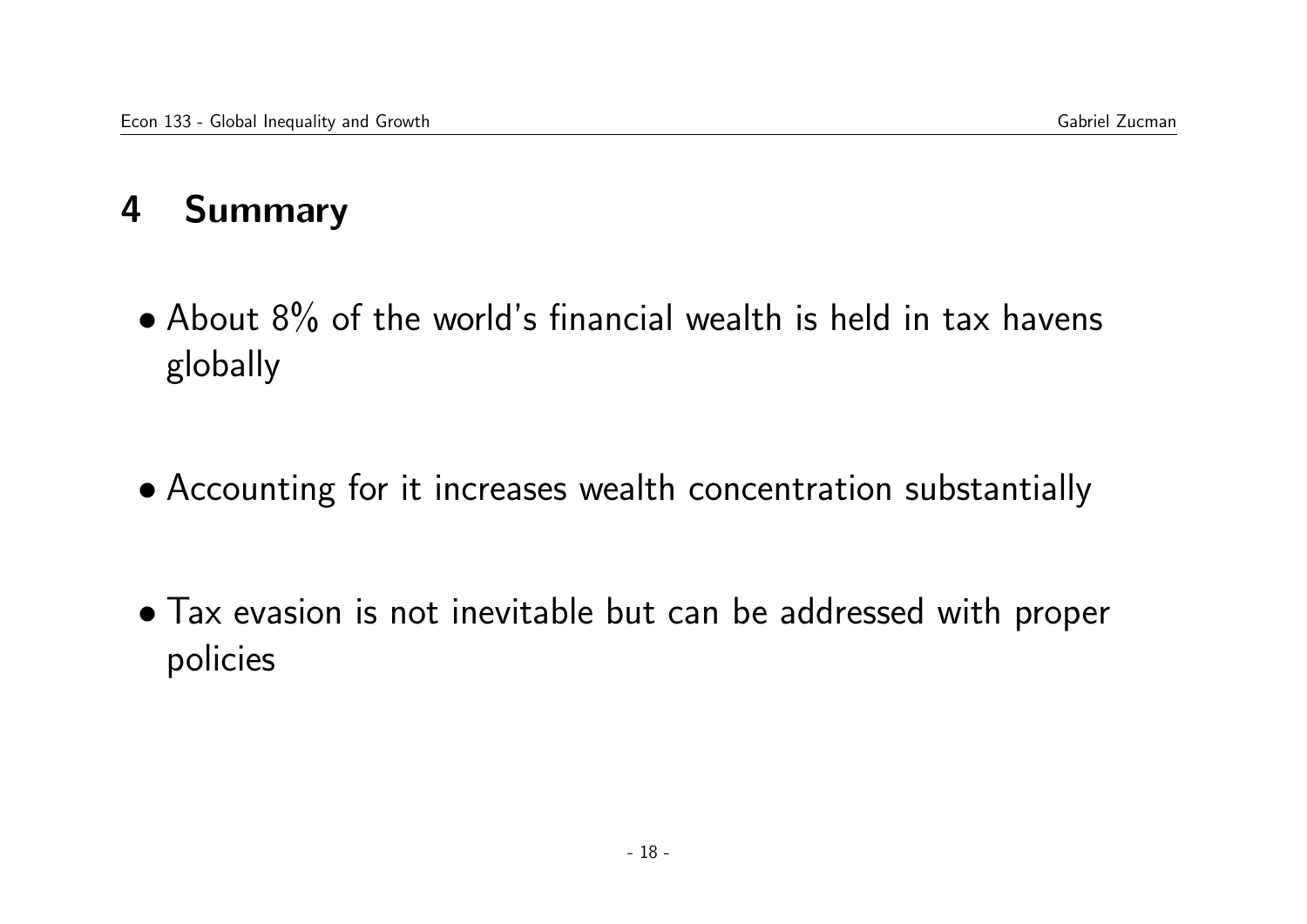# 4 Summary

- About 8% of the world's financial wealth is held in tax havens globally
- Accounting for it increases wealth concentration substantially
- Tax evasion is not inevitable but can be addressed with proper policies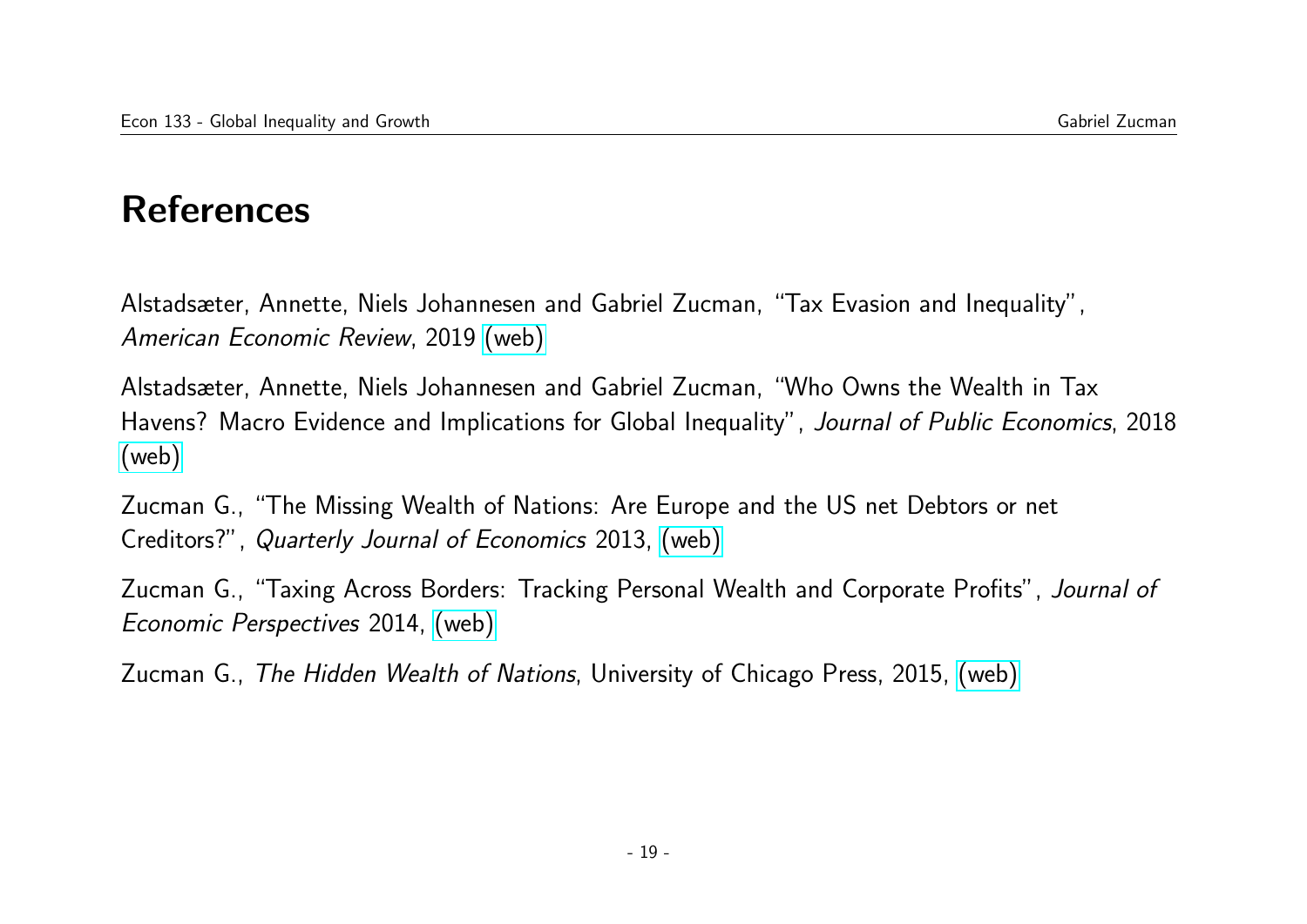# References

Alstadsæter, Annette, Niels Johannesen and Gabriel Zucman, "Tax Evasion and Inequality", *American Economic Review*, 2019 (web)

Alstadsæter, Annette, Niels Johannesen and Gabriel Zucman, "Who Owns the Wealth in Tax Havens? Macro Evidence and Implications for Global Inequality", *Journal of Public Economics*, 2018 (web)

Zucman G., "The Missing Wealth of Nations: Are Europe and the US net Debtors or net Creditors?", *Quarterly Journal of Economics* 2013, (web)

Zucman G., "Taxing Across Borders: Tracking Personal Wealth and Corporate Profits", *Journal of Economic Perspectives* 2014, (web)

Zucman G., *The Hidden Wealth of Nations*, University of Chicago Press, 2015, (web)